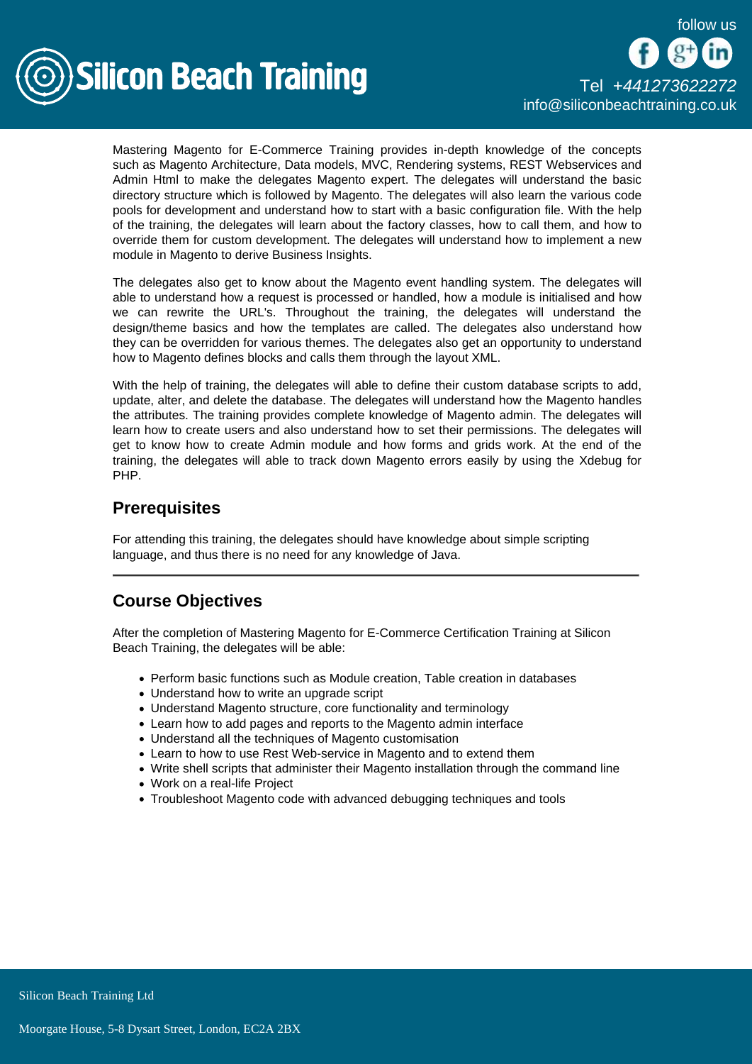Mastering Magento for E-Commerce Training provides in-depth knowledge of the concepts such as Magento Architecture, Data models, MVC, Rendering systems, REST Webservices and Admin Html to make the delegates Magento expert. The delegates will understand the basic directory structure which is followed by Magento. The delegates will also learn the various code pools for development and understand how to start with a basic configuration file. With the help of the training, the delegates will learn about the factory classes, how to call them, and how to override them for custom development. The delegates will understand how to implement a new module in Magento to derive Business Insights.

The delegates also get to know about the Magento event handling system. The delegates will able to understand how a request is processed or handled, how a module is initialised and how we can rewrite the URL's. Throughout the training, the delegates will understand the design/theme basics and how the templates are called. The delegates also understand how they can be overridden for various themes. The delegates also get an opportunity to understand how to Magento defines blocks and calls them through the layout XML.

With the help of training, the delegates will able to define their custom database scripts to add, update, alter, and delete the database. The delegates will understand how the Magento handles the attributes. The training provides complete knowledge of Magento admin. The delegates will learn how to create users and also understand how to set their permissions. The delegates will get to know how to create Admin module and how forms and grids work. At the end of the training, the delegates will able to track down Magento errors easily by using the Xdebug for PHP.

## Prerequisites

For attending this training, the delegates should have knowledge about simple scripting language, and thus there is no need for any knowledge of Java.

---

## Course Objectives

After the completion of Mastering Magento for E-Commerce Certification Training at Silicon Beach Training, the delegates will be able:

- Perform basic functions such as Module creation, Table creation in databases
- Understand how to write an upgrade script
- Understand Magento structure, core functionality and terminology
- Learn how to add pages and reports to the Magento admin interface
- Understand all the techniques of Magento customisation
- Learn to how to use Rest Web-service in Magento and to extend them
- Write shell scripts that administer their Magento installation through the command line
- Work on a real-life Project
- Troubleshoot Magento code with advanced debugging techniques and tools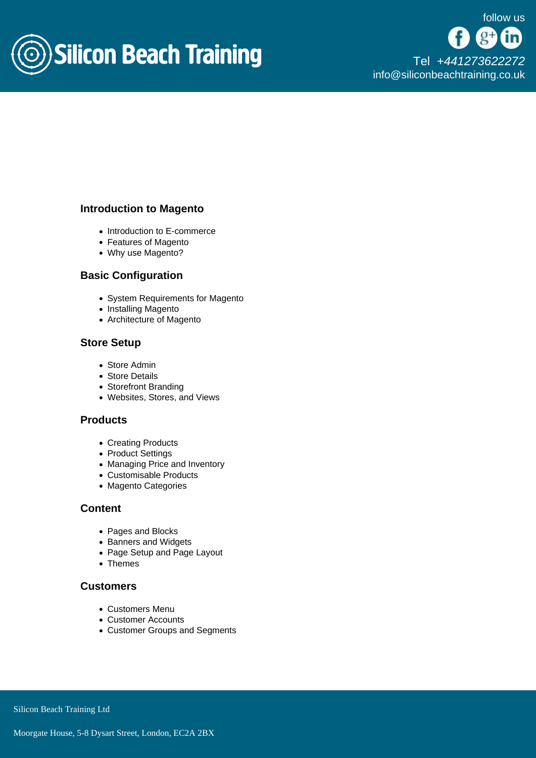### Introduction to Magento

- Introduction to E-commerce
- Features of Magento
- Why use Magento?

### Basic Configuration

- System Requirements for Magento
- Installing Magento
- Architecture of Magento

### Store Setup

- Store Admin
- Store Details
- Storefront Branding
- Websites, Stores, and Views

### Products

- Creating Products
- Product Settings
- Managing Price and Inventory
- Customisable Products
- Magento Categories

### Content

- Pages and Blocks
- Banners and Widgets
- Page Setup and Page Layout
- Themes

### Customers

- Customers Menu
- Customer Accounts
- Customer Groups and Segments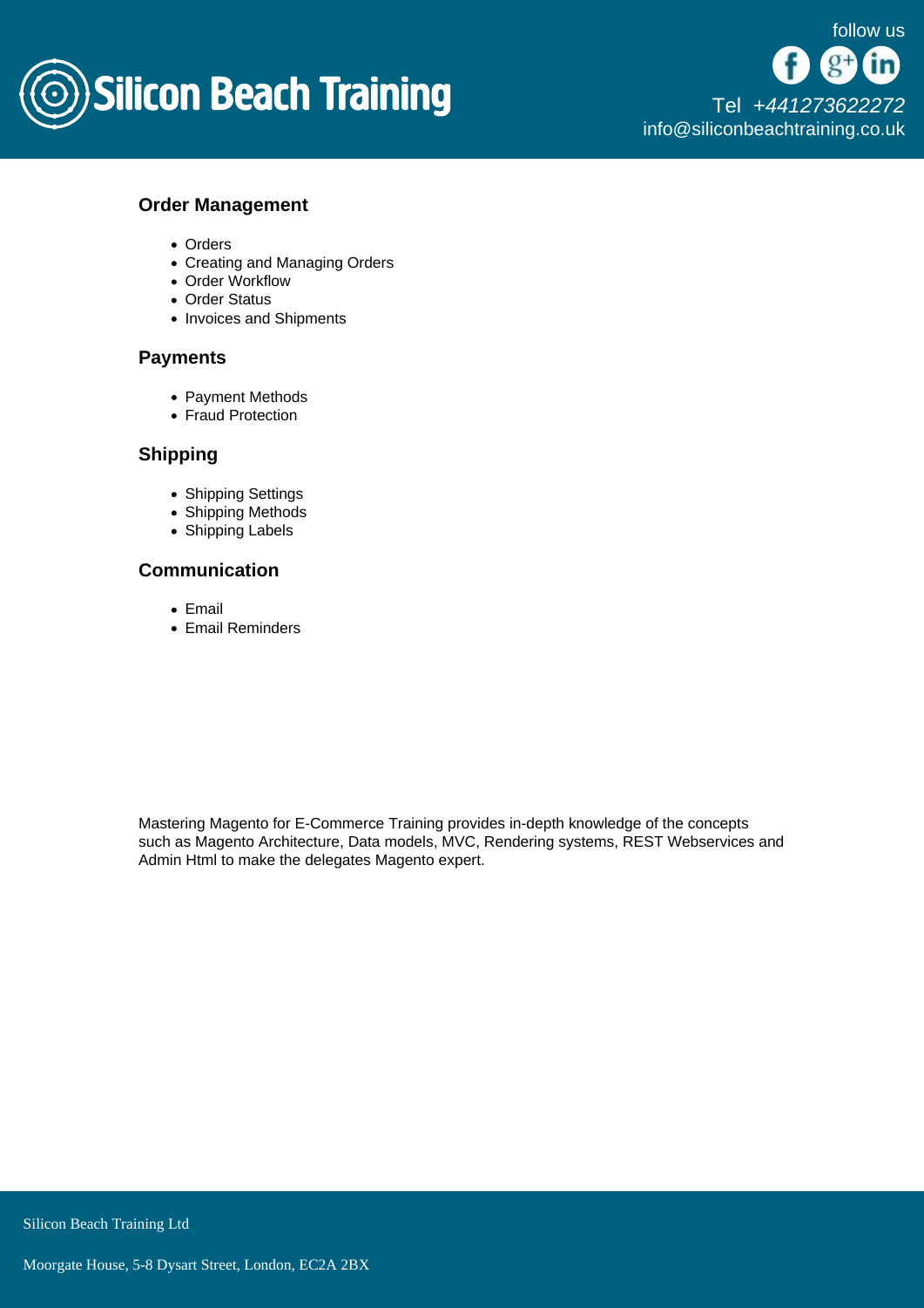## Order Management

- Orders
- Creating and Managing Orders
- Order Workflow
- Order Status
- Invoices and Shipments

## Payments

- Payment Methods
- Fraud Protection

## Shipping

- Shipping Settings
- Shipping Methods
- Shipping Labels

## Communication

- Email
- Email Reminders

Mastering Magento for E-Commerce Training provides in-depth knowledge of the concepts such as Magento Architecture, Data models, MVC, Rendering systems, REST Webservices and Admin Html to make the delegates Magento expert.